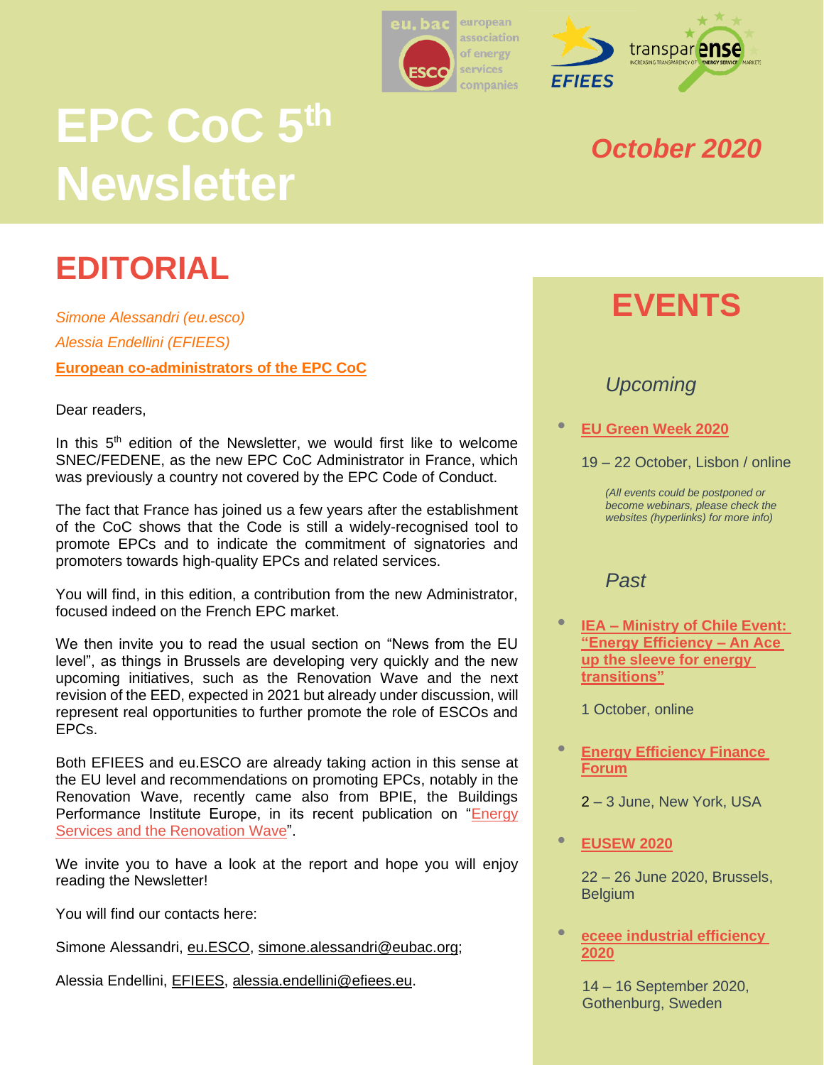# EPC CoC 5th Newsletter

*October 2020*

## EDITORIAL

*Simone Alessandri (eu.esco)*

*Alessia Endellini (EFIEES)*

**European co-administrators of the EPC CoC**

Dear readers,

In this 5th edition of the Newsletter, we would first like to welcome SNEC/FEDENE, as the new EPC CoC Administrator in France, which was previously a country not covered by the EPC Code of Conduct.

The fact that France has joined us a few years after the establishment of the CoC shows that the Code is still a widely-recognised tool to promote EPCs and to indicate the commitment of signatories and promoters towards high-quality EPCs and related services.

You will find, in this edition, a contribution from the new Administrator, focused indeed on the French EPC market.

We then invite you to read the usual section on "News from the EU level", as things in Brussels are developing very quickly and the new upcoming initiatives, such as the Renovation Wave and the next revision of the EED, expected in 2021 but already under discussion, will represent real opportunities to further promote the role of ESCOs and EPCs.

Both EFIEES and eu.ESCO are already taking action in this sense at the EU level and recommendations on promoting EPCs, notably in the Renovation Wave, recently came also from BPIE, the Buildings Performance Institute Europe, in its recent publication on "Energy Services and the Renovation Wave".

We invite you to have a look at the report and hope you will enjoy reading the Newsletter!

You will find our contacts here:

Simone Alessandri, eu.ESCO, simone.alessandri@eubac.org;

Alessia Endellini, EFIEES, alessia.endellini@efiees.eu.

## EVENTS

### *Upcoming*

- **EU Green Week 2020**

  19 – 22 October, Lisbon / online

  *(All events could be postponed or become webinars, please check the websites (hyperlinks) for more info)*

### *Past*

- **IEA – Ministry of Chile Event: "Energy Efficiency – An Ace up the sleeve for energy transitions"**

  1 October, online

- **Energy Efficiency Finance Forum**

  2 – 3 June, New York, USA

- **EUSEW 2020**

  22 – 26 June 2020, Brussels, Belgium

- **eceee industrial efficiency 2020**

  14 – 16 September 2020, Gothenburg, Sweden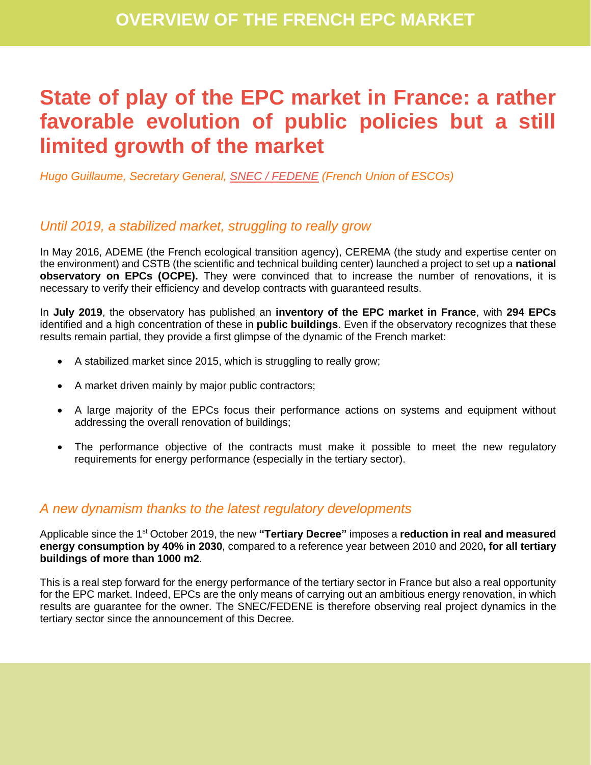# State of play of the EPC market in France: a rather favorable evolution of public policies but a still limited growth of the market

*Hugo Guillaume, Secretary General, SNEC / FEDENE (French Union of ESCOs)*

## *Until 2019, a stabilized market, struggling to really grow*

In May 2016, ADEME (the French ecological transition agency), CEREMA (the study and expertise center on the environment) and CSTB (the scientific and technical building center) launched a project to set up a **national observatory on EPCs (OCPE).** They were convinced that to increase the number of renovations, it is necessary to verify their efficiency and develop contracts with guaranteed results.

In **July 2019**, the observatory has published an **inventory of the EPC market in France**, with **294 EPCs** identified and a high concentration of these in **public buildings**. Even if the observatory recognizes that these results remain partial, they provide a first glimpse of the dynamic of the French market:

- A stabilized market since 2015, which is struggling to really grow;
- A market driven mainly by major public contractors;
- A large majority of the EPCs focus their performance actions on systems and equipment without addressing the overall renovation of buildings;
- The performance objective of the contracts must make it possible to meet the new regulatory requirements for energy performance (especially in the tertiary sector).

## *A new dynamism thanks to the latest regulatory developments*

Applicable since the 1st October 2019, the new **"Tertiary Decree"** imposes a **reduction in real and measured energy consumption by 40% in 2030**, compared to a reference year between 2010 and 2020**, for all tertiary buildings of more than 1000 m2**.

This is a real step forward for the energy performance of the tertiary sector in France but also a real opportunity for the EPC market. Indeed, EPCs are the only means of carrying out an ambitious energy renovation, in which results are guarantee for the owner. The SNEC/FEDENE is therefore observing real project dynamics in the tertiary sector since the announcement of this Decree.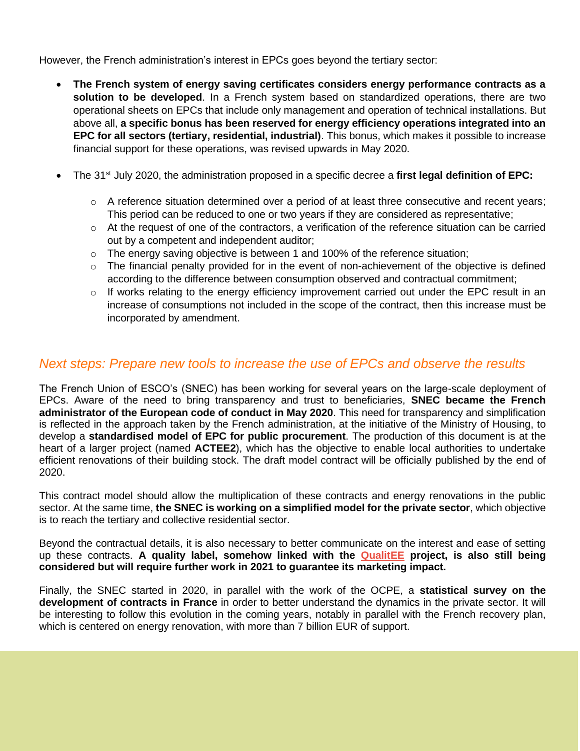However, the French administration's interest in EPCs goes beyond the tertiary sector:

- **The French system of energy saving certificates considers energy performance contracts as a solution to be developed**. In a French system based on standardized operations, there are two operational sheets on EPCs that include only management and operation of technical installations. But above all, **a specific bonus has been reserved for energy efficiency operations integrated into an EPC for all sectors (tertiary, residential, industrial)**. This bonus, which makes it possible to increase financial support for these operations, was revised upwards in May 2020.
- The 31st July 2020, the administration proposed in a specific decree a **first legal definition of EPC:**
  - A reference situation determined over a period of at least three consecutive and recent years; This period can be reduced to one or two years if they are considered as representative;
  - At the request of one of the contractors, a verification of the reference situation can be carried out by a competent and independent auditor;
  - The energy saving objective is between 1 and 100% of the reference situation;
  - The financial penalty provided for in the event of non-achievement of the objective is defined according to the difference between consumption observed and contractual commitment;
  - If works relating to the energy efficiency improvement carried out under the EPC result in an increase of consumptions not included in the scope of the contract, then this increase must be incorporated by amendment.

## *Next steps: Prepare new tools to increase the use of EPCs and observe the results*

The French Union of ESCO's (SNEC) has been working for several years on the large-scale deployment of EPCs. Aware of the need to bring transparency and trust to beneficiaries, **SNEC became the French administrator of the European code of conduct in May 2020**. This need for transparency and simplification is reflected in the approach taken by the French administration, at the initiative of the Ministry of Housing, to develop a **standardised model of EPC for public procurement**. The production of this document is at the heart of a larger project (named **ACTEE2**), which has the objective to enable local authorities to undertake efficient renovations of their building stock. The draft model contract will be officially published by the end of 2020.

This contract model should allow the multiplication of these contracts and energy renovations in the public sector. At the same time, **the SNEC is working on a simplified model for the private sector**, which objective is to reach the tertiary and collective residential sector.

Beyond the contractual details, it is also necessary to better communicate on the interest and ease of setting up these contracts. **A quality label, somehow linked with the QualitEE project, is also still being considered but will require further work in 2021 to guarantee its marketing impact.**

Finally, the SNEC started in 2020, in parallel with the work of the OCPE, a **statistical survey on the development of contracts in France** in order to better understand the dynamics in the private sector. It will be interesting to follow this evolution in the coming years, notably in parallel with the French recovery plan, which is centered on energy renovation, with more than 7 billion EUR of support.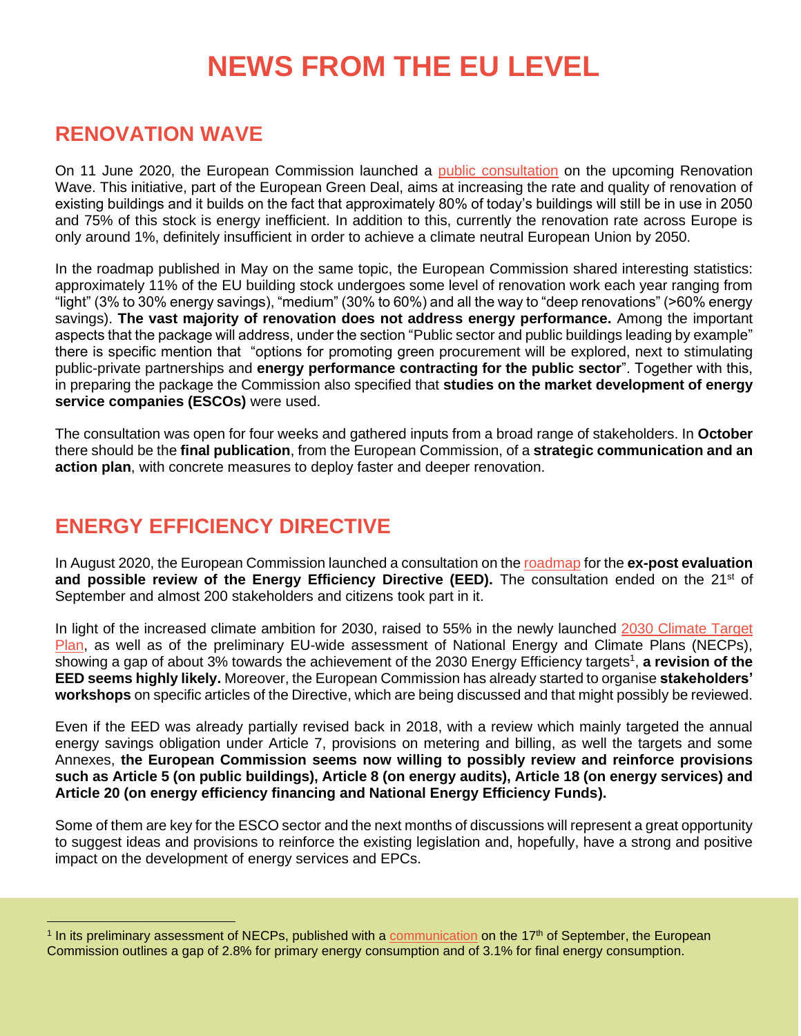# NEWS FROM THE EU LEVEL

## RENOVATION WAVE

On 11 June 2020, the European Commission launched a public consultation on the upcoming Renovation Wave. This initiative, part of the European Green Deal, aims at increasing the rate and quality of renovation of existing buildings and it builds on the fact that approximately 80% of today's buildings will still be in use in 2050 and 75% of this stock is energy inefficient. In addition to this, currently the renovation rate across Europe is only around 1%, definitely insufficient in order to achieve a climate neutral European Union by 2050.

In the roadmap published in May on the same topic, the European Commission shared interesting statistics: approximately 11% of the EU building stock undergoes some level of renovation work each year ranging from "light" (3% to 30% energy savings), "medium" (30% to 60%) and all the way to "deep renovations" (>60% energy savings). **The vast majority of renovation does not address energy performance.** Among the important aspects that the package will address, under the section "Public sector and public buildings leading by example" there is specific mention that "options for promoting green procurement will be explored, next to stimulating public-private partnerships and **energy performance contracting for the public sector**". Together with this, in preparing the package the Commission also specified that **studies on the market development of energy service companies (ESCOs)** were used.

The consultation was open for four weeks and gathered inputs from a broad range of stakeholders. In **October** there should be the **final publication**, from the European Commission, of a **strategic communication and an action plan**, with concrete measures to deploy faster and deeper renovation.

## ENERGY EFFICIENCY DIRECTIVE

In August 2020, the European Commission launched a consultation on the roadmap for the **ex-post evaluation and possible review of the Energy Efficiency Directive (EED).** The consultation ended on the 21st of September and almost 200 stakeholders and citizens took part in it.

In light of the increased climate ambition for 2030, raised to 55% in the newly launched 2030 Climate Target Plan, as well as of the preliminary EU-wide assessment of National Energy and Climate Plans (NECPs), showing a gap of about 3% towards the achievement of the 2030 Energy Efficiency targets[1], **a revision of the EED seems highly likely.** Moreover, the European Commission has already started to organise **stakeholders' workshops** on specific articles of the Directive, which are being discussed and that might possibly be reviewed.

Even if the EED was already partially revised back in 2018, with a review which mainly targeted the annual energy savings obligation under Article 7, provisions on metering and billing, as well the targets and some Annexes, **the European Commission seems now willing to possibly review and reinforce provisions such as Article 5 (on public buildings), Article 8 (on energy audits), Article 18 (on energy services) and Article 20 (on energy efficiency financing and National Energy Efficiency Funds).**

Some of them are key for the ESCO sector and the next months of discussions will represent a great opportunity to suggest ideas and provisions to reinforce the existing legislation and, hopefully, have a strong and positive impact on the development of energy services and EPCs.

[1] In its preliminary assessment of NECPs, published with a communication on the 17th of September, the European Commission outlines a gap of 2.8% for primary energy consumption and of 3.1% for final energy consumption.